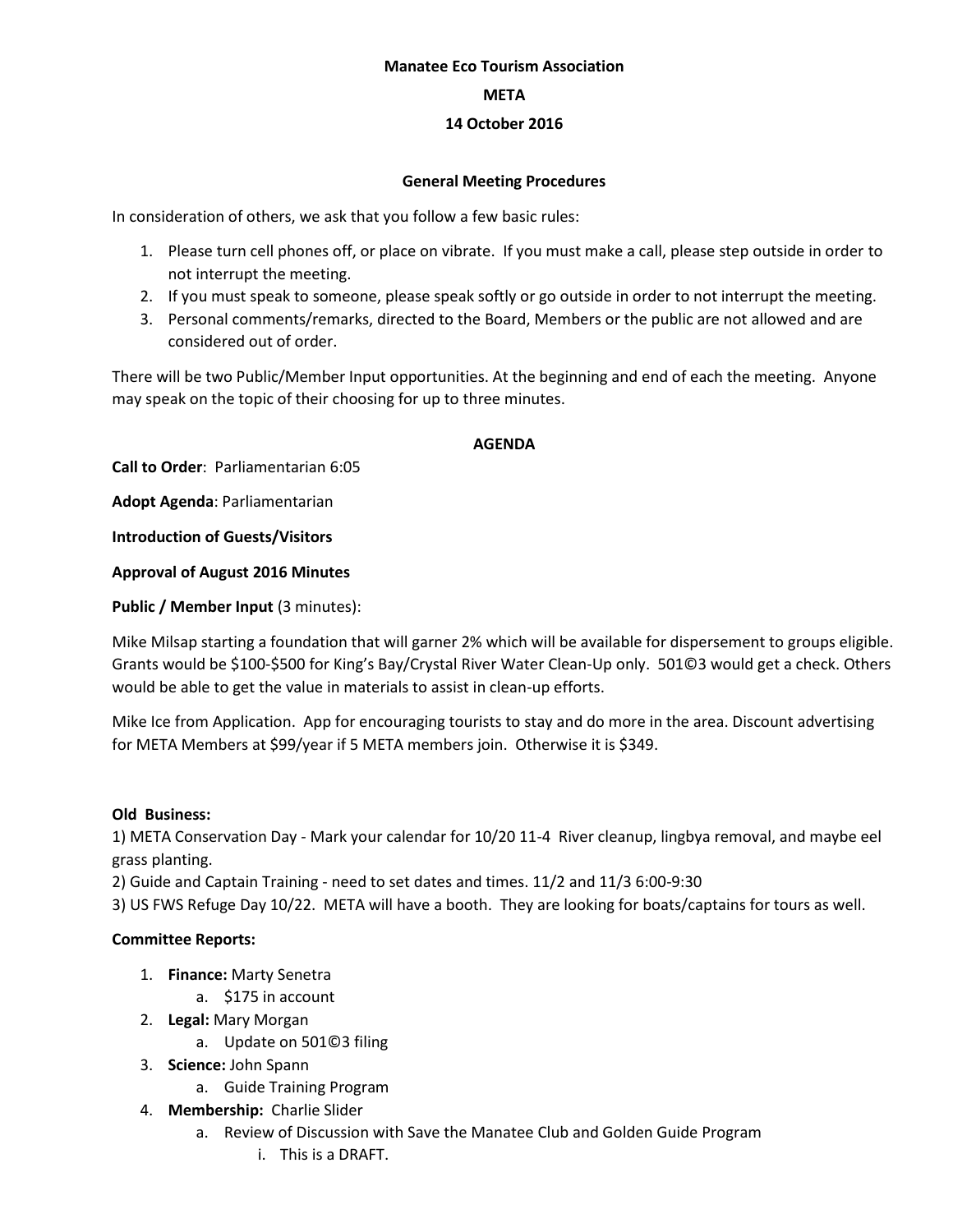**Manatee Eco Tourism Association**

**META**

**14 October 2016**

**General Meeting Procedures**

In consideration of others, we ask that you follow a few basic rules:

1. Please turn cell phones off, or place on vibrate. If you must make a call, please step outside in order to not interrupt the meeting.
2. If you must speak to someone, please speak softly or go outside in order to not interrupt the meeting.
3. Personal comments/remarks, directed to the Board, Members or the public are not allowed and are considered out of order.

There will be two Public/Member Input opportunities. At the beginning and end of each the meeting. Anyone may speak on the topic of their choosing for up to three minutes.

**AGENDA**

**Call to Order**: Parliamentarian 6:05

**Adopt Agenda**: Parliamentarian

**Introduction of Guests/Visitors**

**Approval of August 2016 Minutes**

**Public / Member Input** (3 minutes):

Mike Milsap starting a foundation that will garner 2% which will be available for dispersement to groups eligible. Grants would be $100-$500 for King's Bay/Crystal River Water Clean-Up only. 501©3 would get a check. Others would be able to get the value in materials to assist in clean-up efforts.

Mike Ice from Application. App for encouraging tourists to stay and do more in the area. Discount advertising for META Members at $99/year if 5 META members join. Otherwise it is $349.

**Old Business:**

1) META Conservation Day - Mark your calendar for 10/20 11-4 River cleanup, lingbya removal, and maybe eel grass planting.
2) Guide and Captain Training - need to set dates and times. 11/2 and 11/3 6:00-9:30
3) US FWS Refuge Day 10/22. META will have a booth. They are looking for boats/captains for tours as well.

**Committee Reports:**

1. **Finance:** Marty Senetra
   a. $175 in account
2. **Legal:** Mary Morgan
   a. Update on 501©3 filing
3. **Science:** John Spann
   a. Guide Training Program
4. **Membership:** Charlie Slider
   a. Review of Discussion with Save the Manatee Club and Golden Guide Program
      i. This is a DRAFT.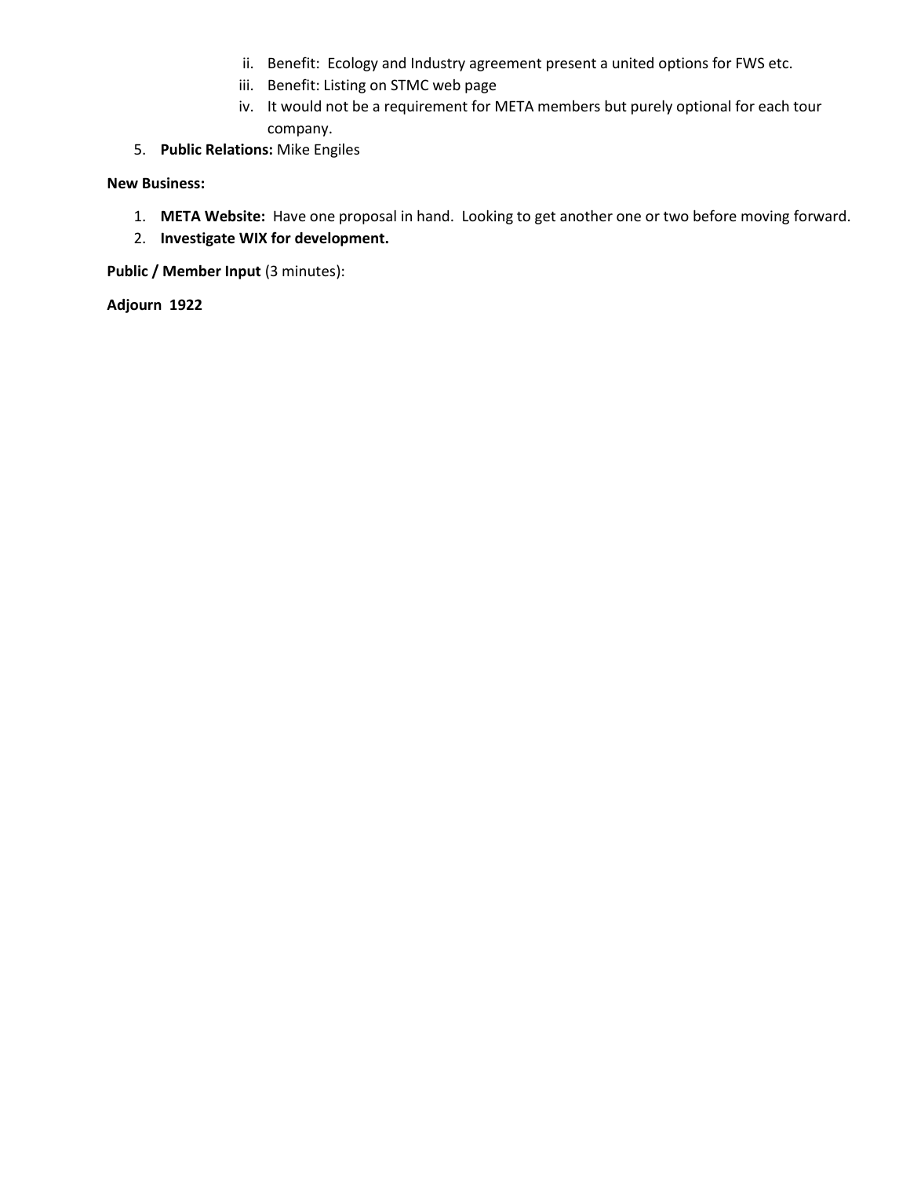ii. Benefit: Ecology and Industry agreement present a united options for FWS etc.
   iii. Benefit: Listing on STMC web page
   iv. It would not be a requirement for META members but purely optional for each tour company.

5. **Public Relations:** Mike Engiles

**New Business:**

1. **META Website:** Have one proposal in hand. Looking to get another one or two before moving forward.
2. **Investigate WIX for development.**

**Public / Member Input** (3 minutes):

**Adjourn 1922**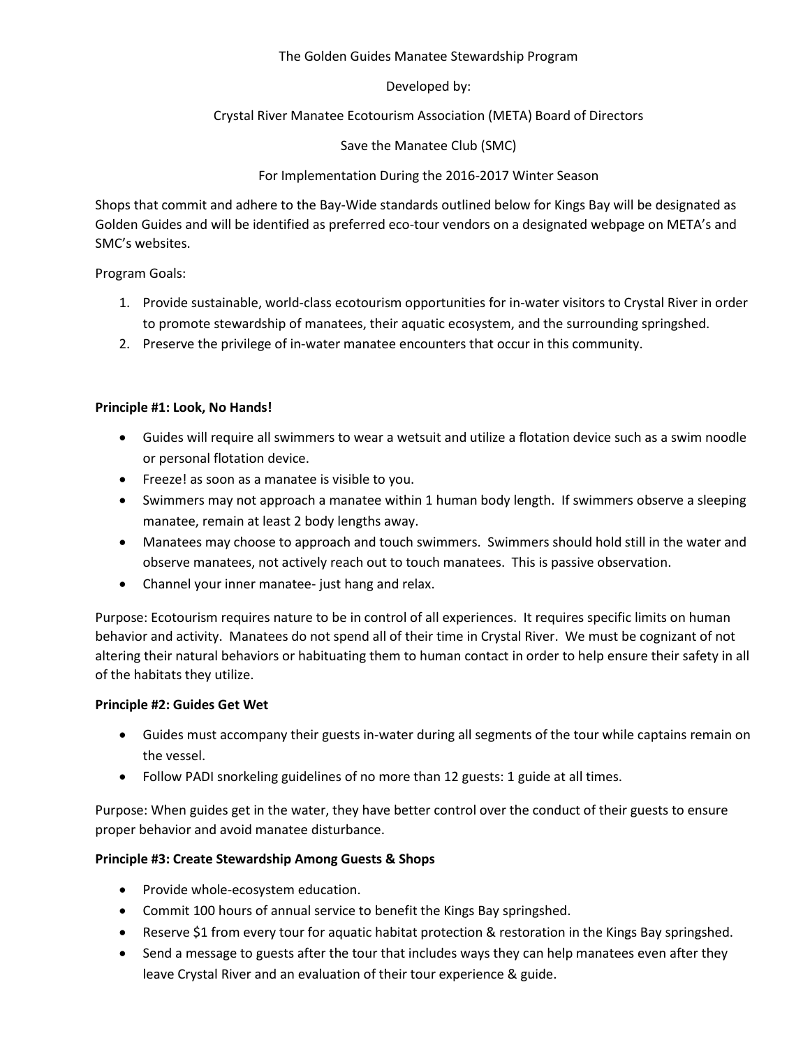The Golden Guides Manatee Stewardship Program

Developed by:

Crystal River Manatee Ecotourism Association (META) Board of Directors

Save the Manatee Club (SMC)

For Implementation During the 2016-2017 Winter Season

Shops that commit and adhere to the Bay-Wide standards outlined below for Kings Bay will be designated as Golden Guides and will be identified as preferred eco-tour vendors on a designated webpage on META's and SMC's websites.

Program Goals:

1. Provide sustainable, world-class ecotourism opportunities for in-water visitors to Crystal River in order to promote stewardship of manatees, their aquatic ecosystem, and the surrounding springshed.
2. Preserve the privilege of in-water manatee encounters that occur in this community.

**Principle #1: Look, No Hands!**

- Guides will require all swimmers to wear a wetsuit and utilize a flotation device such as a swim noodle or personal flotation device.
- Freeze! as soon as a manatee is visible to you.
- Swimmers may not approach a manatee within 1 human body length. If swimmers observe a sleeping manatee, remain at least 2 body lengths away.
- Manatees may choose to approach and touch swimmers. Swimmers should hold still in the water and observe manatees, not actively reach out to touch manatees. This is passive observation.
- Channel your inner manatee- just hang and relax.

Purpose: Ecotourism requires nature to be in control of all experiences. It requires specific limits on human behavior and activity. Manatees do not spend all of their time in Crystal River. We must be cognizant of not altering their natural behaviors or habituating them to human contact in order to help ensure their safety in all of the habitats they utilize.

**Principle #2: Guides Get Wet**

- Guides must accompany their guests in-water during all segments of the tour while captains remain on the vessel.
- Follow PADI snorkeling guidelines of no more than 12 guests: 1 guide at all times.

Purpose: When guides get in the water, they have better control over the conduct of their guests to ensure proper behavior and avoid manatee disturbance.

**Principle #3: Create Stewardship Among Guests & Shops**

- Provide whole-ecosystem education.
- Commit 100 hours of annual service to benefit the Kings Bay springshed.
- Reserve $1 from every tour for aquatic habitat protection & restoration in the Kings Bay springshed.
- Send a message to guests after the tour that includes ways they can help manatees even after they leave Crystal River and an evaluation of their tour experience & guide.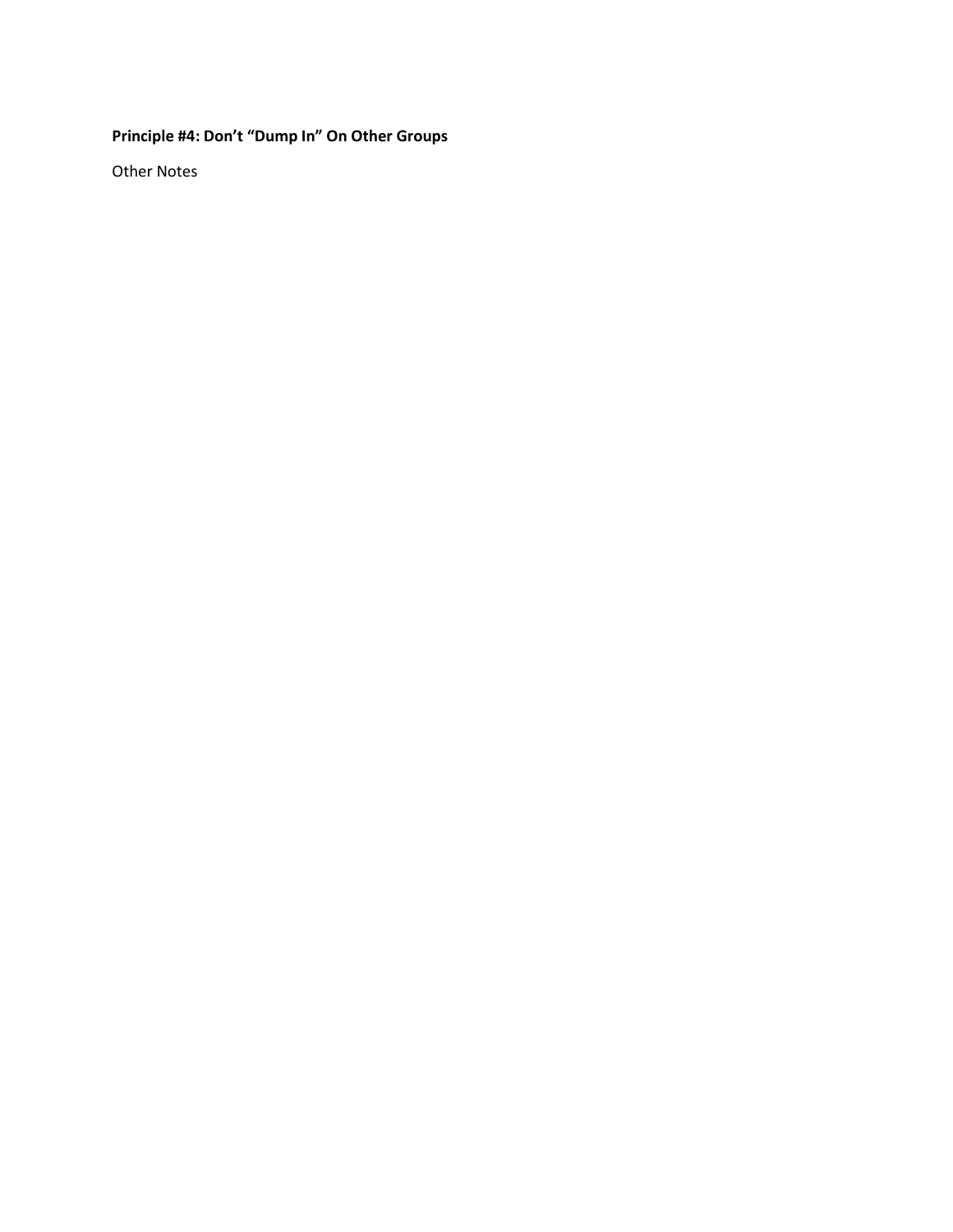**Principle #4: Don’t “Dump In” On Other Groups**

Other Notes